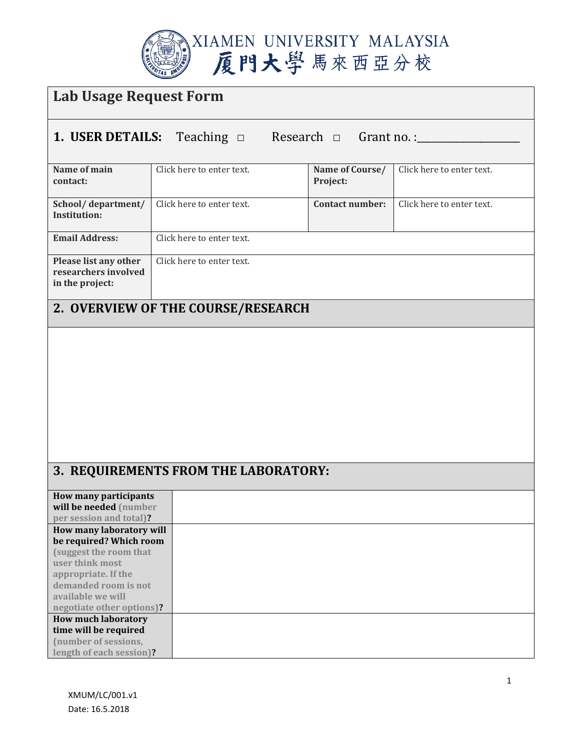XIAMEN UNIVERSITY MALAYSIA
厦門大學馬來西亞分校

# Lab Usage Request Form

## 1. USER DETAILS: Teaching □ Research □ Grant no. :__________________

| | | | |
|---|---|---|---|
| **Name of main contact:** | Click here to enter text. | **Name of Course/ Project:** | Click here to enter text. |
| **School/ department/ Institution:** | Click here to enter text. | **Contact number:** | Click here to enter text. |
| **Email Address:** | Click here to enter text. | | |
| **Please list any other researchers involved in the project:** | Click here to enter text. | | |

## 2. OVERVIEW OF THE COURSE/RESEARCH

## 3. REQUIREMENTS FROM THE LABORATORY:

| | |
|---|---|
| **How many participants will be needed** (number per session and total)**?** | |
| **How many laboratory will be required? Which room** (suggest the room that user think most appropriate. If the demanded room is not available we will negotiate other options)**?** | |
| **How much laboratory time will be required** (number of sessions, length of each session)**?** | |

XMUM/LC/001.v1

Date: 16.5.2018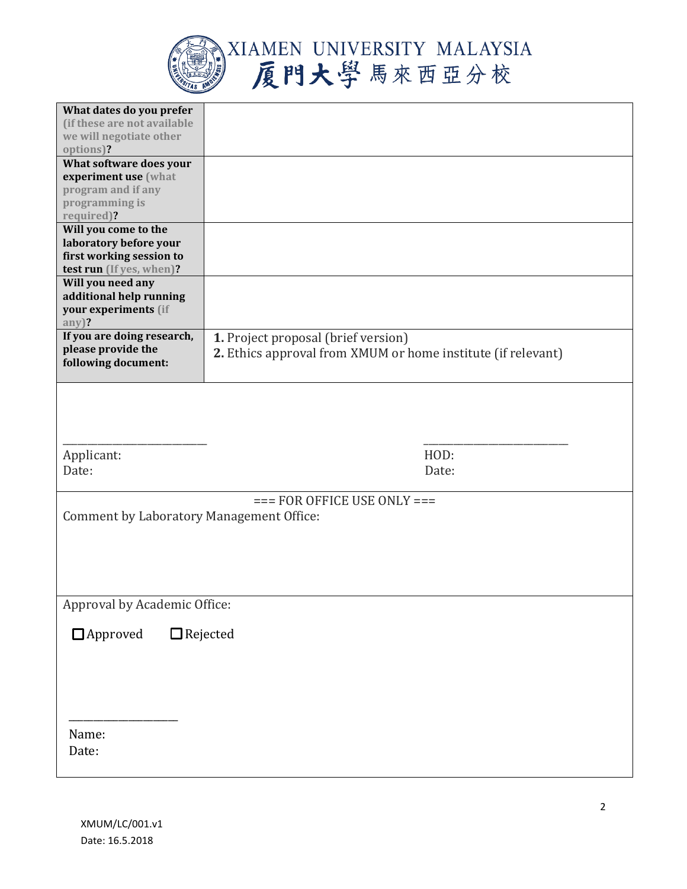# XIAMEN UNIVERSITY MALAYSIA
# 厦門大學馬來西亞分校

| | |
|---|---|
| **What dates do you prefer** (if these are not available we will negotiate other options)**?** | |
| **What software does your experiment use** (what program and if any programming is required)**?** | |
| **Will you come to the laboratory before your first working session to test run** (If yes, when)**?** | |
| **Will you need any additional help running your experiments** (if any)**?** | |
| **If you are doing research, please provide the following document:** | **1.** Project proposal (brief version)<br>**2.** Ethics approval from XMUM or home institute (if relevant) |

\_\_\_\_\_\_\_\_\_\_\_\_\_\_\_\_\_\_\_\_\_\_\_\_\_\_

Applicant:
Date:

\_\_\_\_\_\_\_\_\_\_\_\_\_\_\_\_\_\_\_\_\_\_\_\_\_\_

HOD:
Date:

=== FOR OFFICE USE ONLY ===

Comment by Laboratory Management Office:

Approval by Academic Office:

☐ Approved ☐ Rejected

\_\_\_\_\_\_\_\_\_\_\_\_\_\_\_\_\_\_\_\_

Name:
Date:

XMUM/LC/001.v1
Date: 16.5.2018